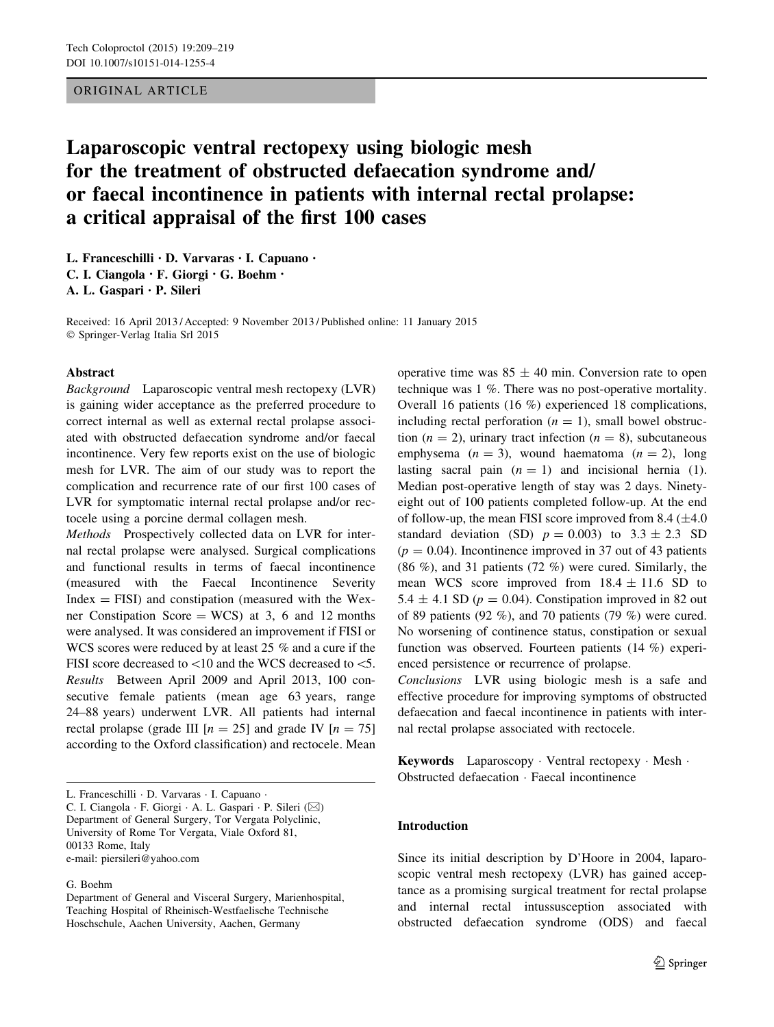ORIGINAL ARTICLE

# Laparoscopic ventral rectopexy using biologic mesh for the treatment of obstructed defaecation syndrome and/or faecal incontinence in patients with internal rectal prolapse: a critical appraisal of the first 100 cases

L. Franceschilli · D. Varvaras · I. Capuano · C. I. Ciangola · F. Giorgi · G. Boehm · A. L. Gaspari · P. Sileri

Received: 16 April 2013 / Accepted: 9 November 2013 / Published online: 11 January 2015
© Springer-Verlag Italia Srl 2015

## Abstract

*Background* Laparoscopic ventral mesh rectopexy (LVR) is gaining wider acceptance as the preferred procedure to correct internal as well as external rectal prolapse associated with obstructed defaecation syndrome and/or faecal incontinence. Very few reports exist on the use of biologic mesh for LVR. The aim of our study was to report the complication and recurrence rate of our first 100 cases of LVR for symptomatic internal rectal prolapse and/or rectocele using a porcine dermal collagen mesh.

*Methods* Prospectively collected data on LVR for internal rectal prolapse were analysed. Surgical complications and functional results in terms of faecal incontinence (measured with the Faecal Incontinence Severity Index = FISI) and constipation (measured with the Wexner Constipation Score = WCS) at 3, 6 and 12 months were analysed. It was considered an improvement if FISI or WCS scores were reduced by at least 25 % and a cure if the FISI score decreased to <10 and the WCS decreased to <5.

*Results* Between April 2009 and April 2013, 100 consecutive female patients (mean age 63 years, range 24–88 years) underwent LVR. All patients had internal rectal prolapse (grade III [$n = 25$] and grade IV [$n = 75$] according to the Oxford classification) and rectocele. Mean operative time was $85 \pm 40$ min. Conversion rate to open technique was 1 %. There was no post-operative mortality. Overall 16 patients (16 %) experienced 18 complications, including rectal perforation ($n = 1$), small bowel obstruction ($n = 2$), urinary tract infection ($n = 8$), subcutaneous emphysema ($n = 3$), wound haematoma ($n = 2$), long lasting sacral pain ($n = 1$) and incisional hernia (1). Median post-operative length of stay was 2 days. Ninety-eight out of 100 patients completed follow-up. At the end of follow-up, the mean FISI score improved from 8.4 ($\pm$4.0 standard deviation (SD) $p = 0.003$) to $3.3 \pm 2.3$ SD ($p = 0.04$). Incontinence improved in 37 out of 43 patients (86 %), and 31 patients (72 %) were cured. Similarly, the mean WCS score improved from $18.4 \pm 11.6$ SD to $5.4 \pm 4.1$ SD ($p = 0.04$). Constipation improved in 82 out of 89 patients (92 %), and 70 patients (79 %) were cured. No worsening of continence status, constipation or sexual function was observed. Fourteen patients (14 %) experienced persistence or recurrence of prolapse.

*Conclusions* LVR using biologic mesh is a safe and effective procedure for improving symptoms of obstructed defaecation and faecal incontinence in patients with internal rectal prolapse associated with rectocele.

**Keywords** Laparoscopy · Ventral rectopexy · Mesh · Obstructed defaecation · Faecal incontinence

L. Franceschilli · D. Varvaras · I. Capuano · C. I. Ciangola · F. Giorgi · A. L. Gaspari · P. Sileri (✉)
Department of General Surgery, Tor Vergata Polyclinic, University of Rome Tor Vergata, Viale Oxford 81, 00133 Rome, Italy
e-mail: piersileri@yahoo.com

G. Boehm
Department of General and Visceral Surgery, Marienhospital, Teaching Hospital of Rheinisch-Westfaelische Technische Hoschschule, Aachen University, Aachen, Germany

## Introduction

Since its initial description by D'Hoore in 2004, laparoscopic ventral mesh rectopexy (LVR) has gained acceptance as a promising surgical treatment for rectal prolapse and internal rectal intussusception associated with obstructed defaecation syndrome (ODS) and faecal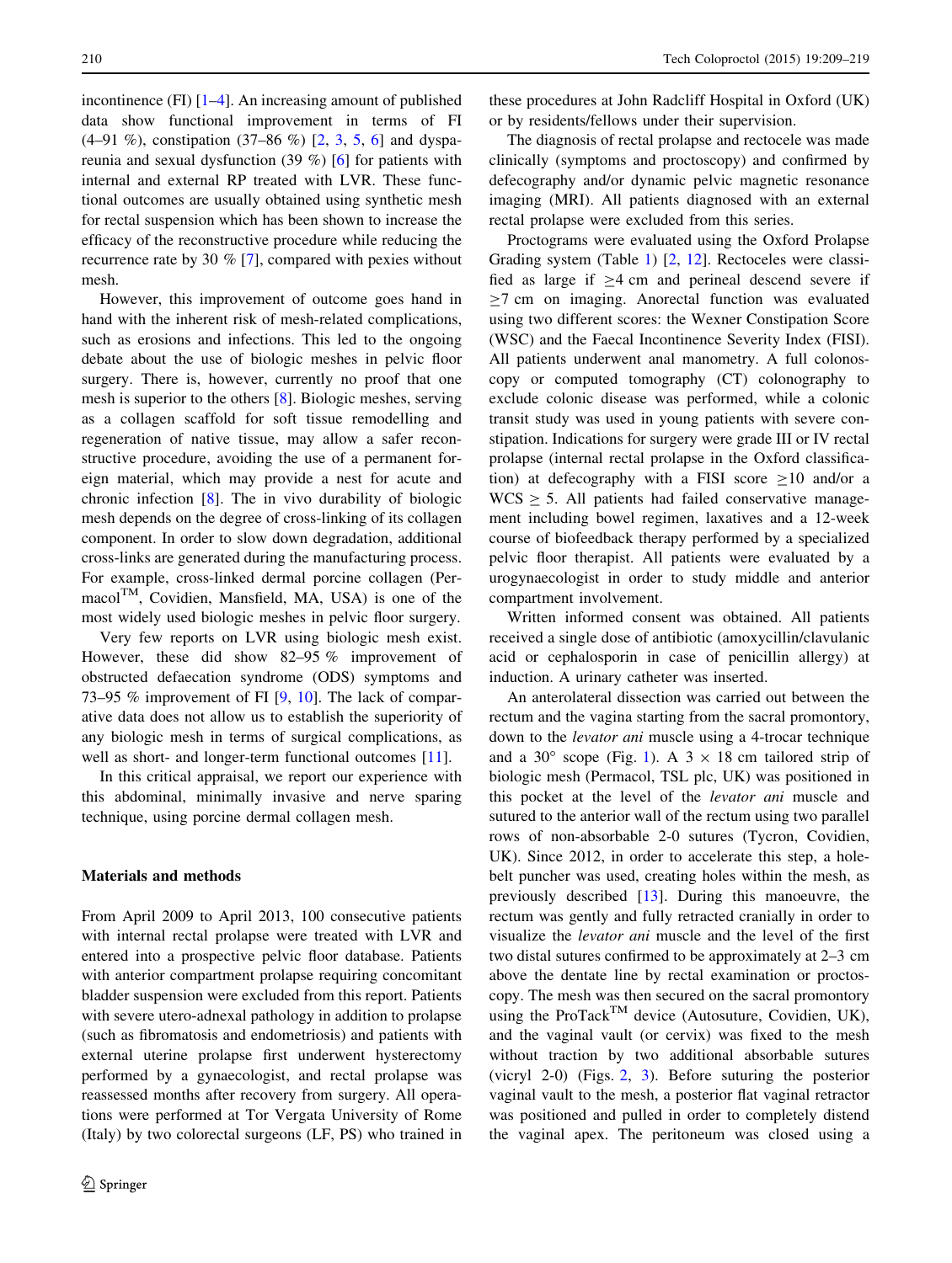incontinence (FI) [1–4]. An increasing amount of published data show functional improvement in terms of FI (4–91 %), constipation (37–86 %) [2, 3, 5, 6] and dyspareunia and sexual dysfunction (39 %) [6] for patients with internal and external RP treated with LVR. These functional outcomes are usually obtained using synthetic mesh for rectal suspension which has been shown to increase the efficacy of the reconstructive procedure while reducing the recurrence rate by 30 % [7], compared with pexies without mesh.

However, this improvement of outcome goes hand in hand with the inherent risk of mesh-related complications, such as erosions and infections. This led to the ongoing debate about the use of biologic meshes in pelvic floor surgery. There is, however, currently no proof that one mesh is superior to the others [8]. Biologic meshes, serving as a collagen scaffold for soft tissue remodelling and regeneration of native tissue, may allow a safer reconstructive procedure, avoiding the use of a permanent foreign material, which may provide a nest for acute and chronic infection [8]. The in vivo durability of biologic mesh depends on the degree of cross-linking of its collagen component. In order to slow down degradation, additional cross-links are generated during the manufacturing process. For example, cross-linked dermal porcine collagen (Permacol™, Covidien, Mansfield, MA, USA) is one of the most widely used biologic meshes in pelvic floor surgery.

Very few reports on LVR using biologic mesh exist. However, these did show 82–95 % improvement of obstructed defaecation syndrome (ODS) symptoms and 73–95 % improvement of FI [9, 10]. The lack of comparative data does not allow us to establish the superiority of any biologic mesh in terms of surgical complications, as well as short- and longer-term functional outcomes [11].

In this critical appraisal, we report our experience with this abdominal, minimally invasive and nerve sparing technique, using porcine dermal collagen mesh.

## Materials and methods

From April 2009 to April 2013, 100 consecutive patients with internal rectal prolapse were treated with LVR and entered into a prospective pelvic floor database. Patients with anterior compartment prolapse requiring concomitant bladder suspension were excluded from this report. Patients with severe utero-adnexal pathology in addition to prolapse (such as fibromatosis and endometriosis) and patients with external uterine prolapse first underwent hysterectomy performed by a gynaecologist, and rectal prolapse was reassessed months after recovery from surgery. All operations were performed at Tor Vergata University of Rome (Italy) by two colorectal surgeons (LF, PS) who trained in these procedures at John Radcliff Hospital in Oxford (UK) or by residents/fellows under their supervision.

The diagnosis of rectal prolapse and rectocele was made clinically (symptoms and proctoscopy) and confirmed by defecography and/or dynamic pelvic magnetic resonance imaging (MRI). All patients diagnosed with an external rectal prolapse were excluded from this series.

Proctograms were evaluated using the Oxford Prolapse Grading system (Table 1) [2, 12]. Rectoceles were classified as large if $\geq$4 cm and perineal descend severe if $\geq$7 cm on imaging. Anorectal function was evaluated using two different scores: the Wexner Constipation Score (WSC) and the Faecal Incontinence Severity Index (FISI). All patients underwent anal manometry. A full colonoscopy or computed tomography (CT) colonography to exclude colonic disease was performed, while a colonic transit study was used in young patients with severe constipation. Indications for surgery were grade III or IV rectal prolapse (internal rectal prolapse in the Oxford classification) at defecography with a FISI score $\geq$10 and/or a WCS $\geq$ 5. All patients had failed conservative management including bowel regimen, laxatives and a 12-week course of biofeedback therapy performed by a specialized pelvic floor therapist. All patients were evaluated by a urogynaecologist in order to study middle and anterior compartment involvement.

Written informed consent was obtained. All patients received a single dose of antibiotic (amoxycillin/clavulanic acid or cephalosporin in case of penicillin allergy) at induction. A urinary catheter was inserted.

An anterolateral dissection was carried out between the rectum and the vagina starting from the sacral promontory, down to the *levator ani* muscle using a 4-trocar technique and a 30° scope (Fig. 1). A 3 × 18 cm tailored strip of biologic mesh (Permacol, TSL plc, UK) was positioned in this pocket at the level of the *levator ani* muscle and sutured to the anterior wall of the rectum using two parallel rows of non-absorbable 2-0 sutures (Tycron, Covidien, UK). Since 2012, in order to accelerate this step, a hole-belt puncher was used, creating holes within the mesh, as previously described [13]. During this manoeuvre, the rectum was gently and fully retracted cranially in order to visualize the *levator ani* muscle and the level of the first two distal sutures confirmed to be approximately at 2–3 cm above the dentate line by rectal examination or proctoscopy. The mesh was then secured on the sacral promontory using the ProTack™ device (Autosuture, Covidien, UK), and the vaginal vault (or cervix) was fixed to the mesh without traction by two additional absorbable sutures (vicryl 2-0) (Figs. 2, 3). Before suturing the posterior vaginal vault to the mesh, a posterior flat vaginal retractor was positioned and pulled in order to completely distend the vaginal apex. The peritoneum was closed using a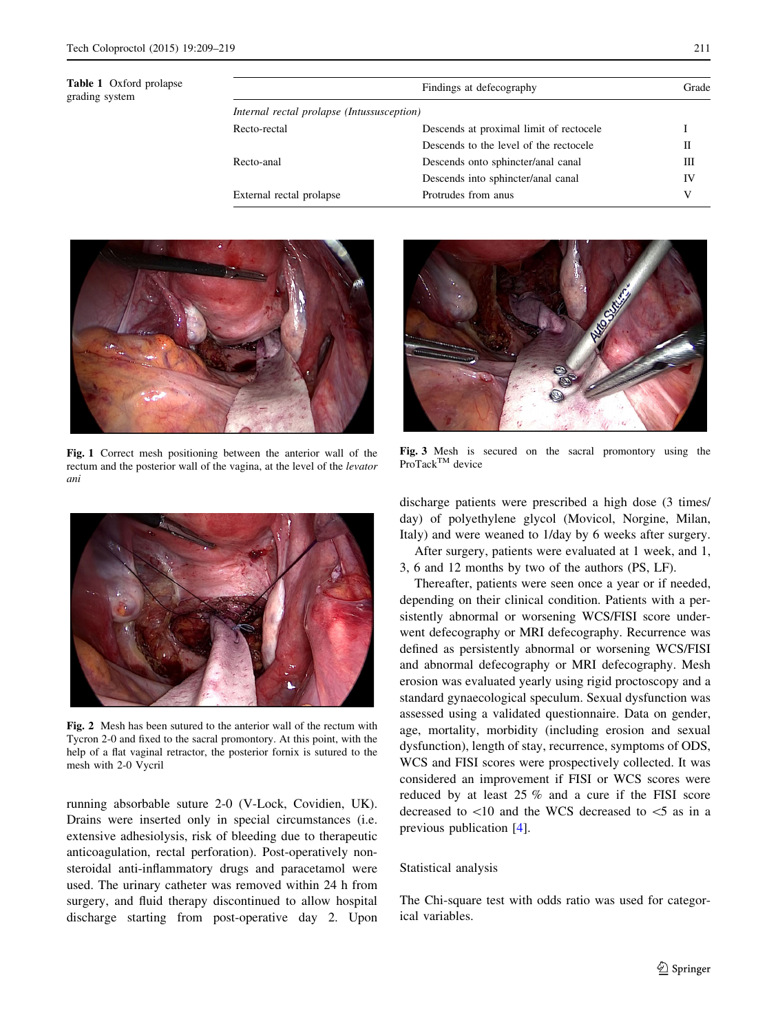**Table 1** Oxford prolapse grading system

| | Findings at defecography | Grade |
|---|---|---|
| *Internal rectal prolapse (Intussusception)* | | |
| Recto-rectal | Descends at proximal limit of rectocele | I |
| | Descends to the level of the rectocele | II |
| Recto-anal | Descends onto sphincter/anal canal | III |
| | Descends into sphincter/anal canal | IV |
| External rectal prolapse | Protrudes from anus | V |

**Fig. 1** Correct mesh positioning between the anterior wall of the rectum and the posterior wall of the vagina, at the level of the *levator ani*

**Fig. 2** Mesh has been sutured to the anterior wall of the rectum with Tycron 2-0 and fixed to the sacral promontory. At this point, with the help of a flat vaginal retractor, the posterior fornix is sutured to the mesh with 2-0 Vycril

**Fig. 3** Mesh is secured on the sacral promontory using the ProTack™ device

running absorbable suture 2-0 (V-Lock, Covidien, UK). Drains were inserted only in special circumstances (i.e. extensive adhesiolysis, risk of bleeding due to therapeutic anticoagulation, rectal perforation). Post-operatively non-steroidal anti-inflammatory drugs and paracetamol were used. The urinary catheter was removed within 24 h from surgery, and fluid therapy discontinued to allow hospital discharge starting from post-operative day 2. Upon discharge patients were prescribed a high dose (3 times/day) of polyethylene glycol (Movicol, Norgine, Milan, Italy) and were weaned to 1/day by 6 weeks after surgery.

After surgery, patients were evaluated at 1 week, and 1, 3, 6 and 12 months by two of the authors (PS, LF).

Thereafter, patients were seen once a year or if needed, depending on their clinical condition. Patients with a persistently abnormal or worsening WCS/FISI score underwent defecography or MRI defecography. Recurrence was defined as persistently abnormal or worsening WCS/FISI and abnormal defecography or MRI defecography. Mesh erosion was evaluated yearly using rigid proctoscopy and a standard gynaecological speculum. Sexual dysfunction was assessed using a validated questionnaire. Data on gender, age, mortality, morbidity (including erosion and sexual dysfunction), length of stay, recurrence, symptoms of ODS, WCS and FISI scores were prospectively collected. It was considered an improvement if FISI or WCS scores were reduced by at least 25 % and a cure if the FISI score decreased to <10 and the WCS decreased to <5 as in a previous publication [4].

## Statistical analysis

The Chi-square test with odds ratio was used for categorical variables.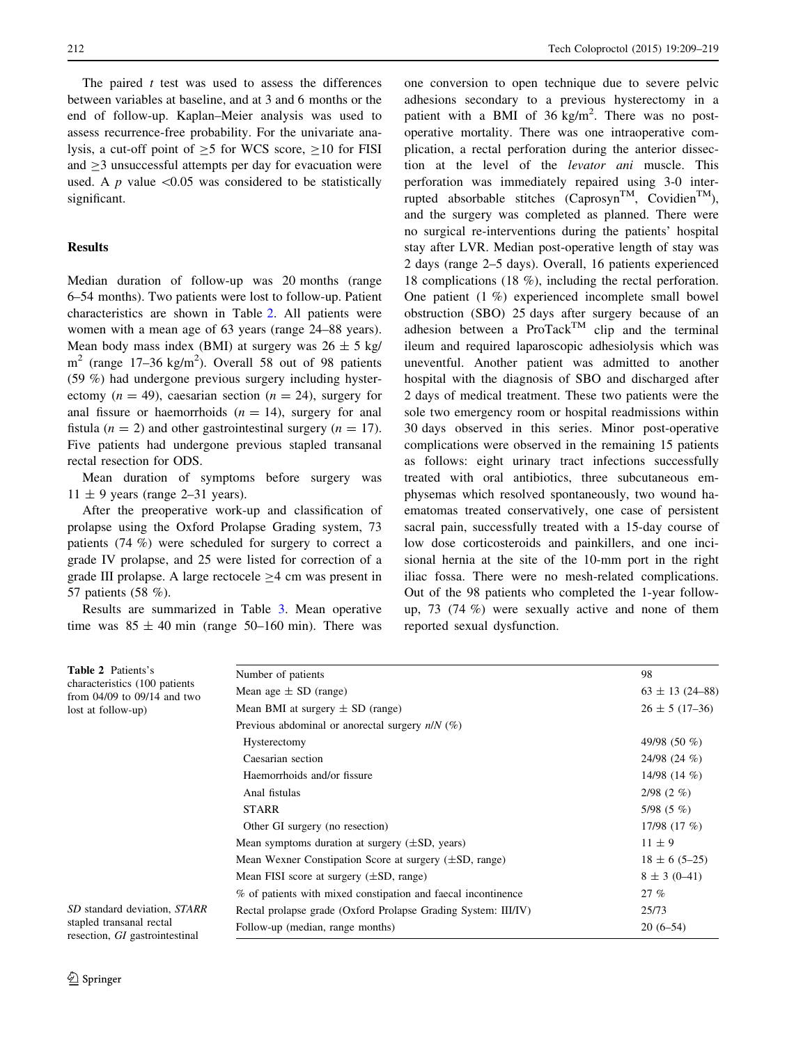The paired $t$ test was used to assess the differences between variables at baseline, and at 3 and 6 months or the end of follow-up. Kaplan–Meier analysis was used to assess recurrence-free probability. For the univariate analysis, a cut-off point of $\geq 5$ for WCS score, $\geq 10$ for FISI and $\geq 3$ unsuccessful attempts per day for evacuation were used. A $p$ value $<0.05$ was considered to be statistically significant.

## Results

Median duration of follow-up was 20 months (range 6–54 months). Two patients were lost to follow-up. Patient characteristics are shown in Table 2. All patients were women with a mean age of 63 years (range 24–88 years). Mean body mass index (BMI) at surgery was $26 \pm 5$ kg/m$^2$ (range 17–36 kg/m$^2$). Overall 58 out of 98 patients (59 %) had undergone previous surgery including hysterectomy ($n = 49$), caesarian section ($n = 24$), surgery for anal fissure or haemorrhoids ($n = 14$), surgery for anal fistula ($n = 2$) and other gastrointestinal surgery ($n = 17$). Five patients had undergone previous stapled transanal rectal resection for ODS.

Mean duration of symptoms before surgery was $11 \pm 9$ years (range 2–31 years).

After the preoperative work-up and classification of prolapse using the Oxford Prolapse Grading system, 73 patients (74 %) were scheduled for surgery to correct a grade IV prolapse, and 25 were listed for correction of a grade III prolapse. A large rectocele $\geq 4$ cm was present in 57 patients (58 %).

Results are summarized in Table 3. Mean operative time was $85 \pm 40$ min (range 50–160 min). There was one conversion to open technique due to severe pelvic adhesions secondary to a previous hysterectomy in a patient with a BMI of 36 kg/m$^2$. There was no post-operative mortality. There was one intraoperative complication, a rectal perforation during the anterior dissection at the level of the *levator ani* muscle. This perforation was immediately repaired using 3-0 interrupted absorbable stitches (Caprosyn™, Covidien™), and the surgery was completed as planned. There were no surgical re-interventions during the patients' hospital stay after LVR. Median post-operative length of stay was 2 days (range 2–5 days). Overall, 16 patients experienced 18 complications (18 %), including the rectal perforation. One patient (1 %) experienced incomplete small bowel obstruction (SBO) 25 days after surgery because of an adhesion between a ProTack™ clip and the terminal ileum and required laparoscopic adhesiolysis which was uneventful. Another patient was admitted to another hospital with the diagnosis of SBO and discharged after 2 days of medical treatment. These two patients were the sole two emergency room or hospital readmissions within 30 days observed in this series. Minor post-operative complications were observed in the remaining 15 patients as follows: eight urinary tract infections successfully treated with oral antibiotics, three subcutaneous emphysemas which resolved spontaneously, two wound haematomas treated conservatively, one case of persistent sacral pain, successfully treated with a 15-day course of low dose corticosteroids and painkillers, and one incisional hernia at the site of the 10-mm port in the right iliac fossa. There were no mesh-related complications. Out of the 98 patients who completed the 1-year follow-up, 73 (74 %) were sexually active and none of them reported sexual dysfunction.

**Table 2** Patients's characteristics (100 patients from 04/09 to 09/14 and two lost at follow-up)

| | |
|---|---|
| Number of patients | 98 |
| Mean age ± SD (range) | 63 ± 13 (24–88) |
| Mean BMI at surgery ± SD (range) | 26 ± 5 (17–36) |
| Previous abdominal or anorectal surgery *n*/*N* (%) | |
| Hysterectomy | 49/98 (50 %) |
| Caesarian section | 24/98 (24 %) |
| Haemorrhoids and/or fissure | 14/98 (14 %) |
| Anal fistulas | 2/98 (2 %) |
| STARR | 5/98 (5 %) |
| Other GI surgery (no resection) | 17/98 (17 %) |
| Mean symptoms duration at surgery (±SD, years) | 11 ± 9 |
| Mean Wexner Constipation Score at surgery (±SD, range) | 18 ± 6 (5–25) |
| Mean FISI score at surgery (±SD, range) | 8 ± 3 (0–41) |
| % of patients with mixed constipation and faecal incontinence | 27 % |
| Rectal prolapse grade (Oxford Prolapse Grading System: III/IV) | 25/73 |
| Follow-up (median, range months) | 20 (6–54) |

*SD* standard deviation, *STARR* stapled transanal rectal resection, *GI* gastrointestinal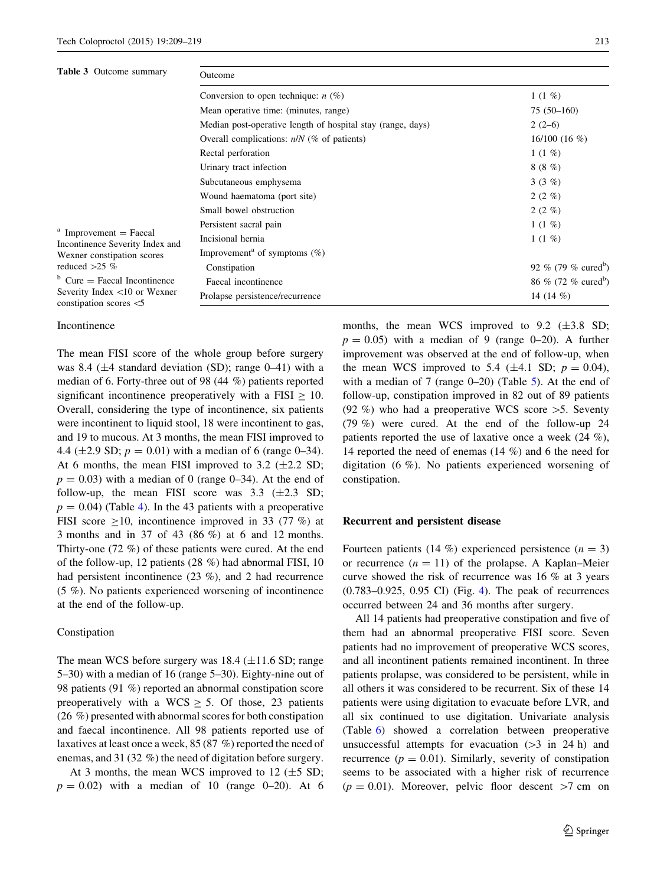**Table 3** Outcome summary

| Outcome | |
|---|---|
| Conversion to open technique: *n* (%) | 1 (1 %) |
| Mean operative time: (minutes, range) | 75 (50–160) |
| Median post-operative length of hospital stay (range, days) | 2 (2–6) |
| Overall complications: *n*/*N* (% of patients) | 16/100 (16 %) |
| Rectal perforation | 1 (1 %) |
| Urinary tract infection | 8 (8 %) |
| Subcutaneous emphysema | 3 (3 %) |
| Wound haematoma (port site) | 2 (2 %) |
| Small bowel obstruction | 2 (2 %) |
| Persistent sacral pain | 1 (1 %) |
| Incisional hernia | 1 (1 %) |
| Improvement[a] of symptoms (%) | |
| Constipation | 92 % (79 % cured[b]) |
| Faecal incontinence | 86 % (72 % cured[b]) |
| Prolapse persistence/recurrence | 14 (14 %) |

[a] Improvement = Faecal Incontinence Severity Index and Wexner constipation scores reduced >25 %

[b] Cure = Faecal Incontinence Severity Index <10 or Wexner constipation scores <5

### Incontinence

The mean FISI score of the whole group before surgery was 8.4 (±4 standard deviation (SD); range 0–41) with a median of 6. Forty-three out of 98 (44 %) patients reported significant incontinence preoperatively with a FISI ≥ 10. Overall, considering the type of incontinence, six patients were incontinent to liquid stool, 18 were incontinent to gas, and 19 to mucous. At 3 months, the mean FISI improved to 4.4 (±2.9 SD; $p = 0.01$) with a median of 6 (range 0–34). At 6 months, the mean FISI improved to 3.2 (±2.2 SD; $p = 0.03$) with a median of 0 (range 0–34). At the end of follow-up, the mean FISI score was 3.3 (±2.3 SD; $p = 0.04$) (Table 4). In the 43 patients with a preoperative FISI score ≥10, incontinence improved in 33 (77 %) at 3 months and in 37 of 43 (86 %) at 6 and 12 months. Thirty-one (72 %) of these patients were cured. At the end of the follow-up, 12 patients (28 %) had abnormal FISI, 10 had persistent incontinence (23 %), and 2 had recurrence (5 %). No patients experienced worsening of incontinence at the end of the follow-up.

### Constipation

The mean WCS before surgery was 18.4 (±11.6 SD; range 5–30) with a median of 16 (range 5–30). Eighty-nine out of 98 patients (91 %) reported an abnormal constipation score preoperatively with a WCS ≥ 5. Of those, 23 patients (26 %) presented with abnormal scores for both constipation and faecal incontinence. All 98 patients reported use of laxatives at least once a week, 85 (87 %) reported the need of enemas, and 31 (32 %) the need of digitation before surgery.

At 3 months, the mean WCS improved to 12 (±5 SD; $p = 0.02$) with a median of 10 (range 0–20). At 6 months, the mean WCS improved to 9.2 (±3.8 SD; $p = 0.05$) with a median of 9 (range 0–20). A further improvement was observed at the end of follow-up, when the mean WCS improved to 5.4 (±4.1 SD; $p = 0.04$), with a median of 7 (range 0–20) (Table 5). At the end of follow-up, constipation improved in 82 out of 89 patients (92 %) who had a preoperative WCS score >5. Seventy (79 %) were cured. At the end of the follow-up 24 patients reported the use of laxative once a week (24 %), 14 reported the need of enemas (14 %) and 6 the need for digitation (6 %). No patients experienced worsening of constipation.

## Recurrent and persistent disease

Fourteen patients (14 %) experienced persistence ($n = 3$) or recurrence ($n = 11$) of the prolapse. A Kaplan–Meier curve showed the risk of recurrence was 16 % at 3 years (0.783–0.925, 0.95 CI) (Fig. 4). The peak of recurrences occurred between 24 and 36 months after surgery.

All 14 patients had preoperative constipation and five of them had an abnormal preoperative FISI score. Seven patients had no improvement of preoperative WCS scores, and all incontinent patients remained incontinent. In three patients prolapse, was considered to be persistent, while in all others it was considered to be recurrent. Six of these 14 patients were using digitation to evacuate before LVR, and all six continued to use digitation. Univariate analysis (Table 6) showed a correlation between preoperative unsuccessful attempts for evacuation (>3 in 24 h) and recurrence ($p = 0.01$). Similarly, severity of constipation seems to be associated with a higher risk of recurrence ($p = 0.01$). Moreover, pelvic floor descent >7 cm on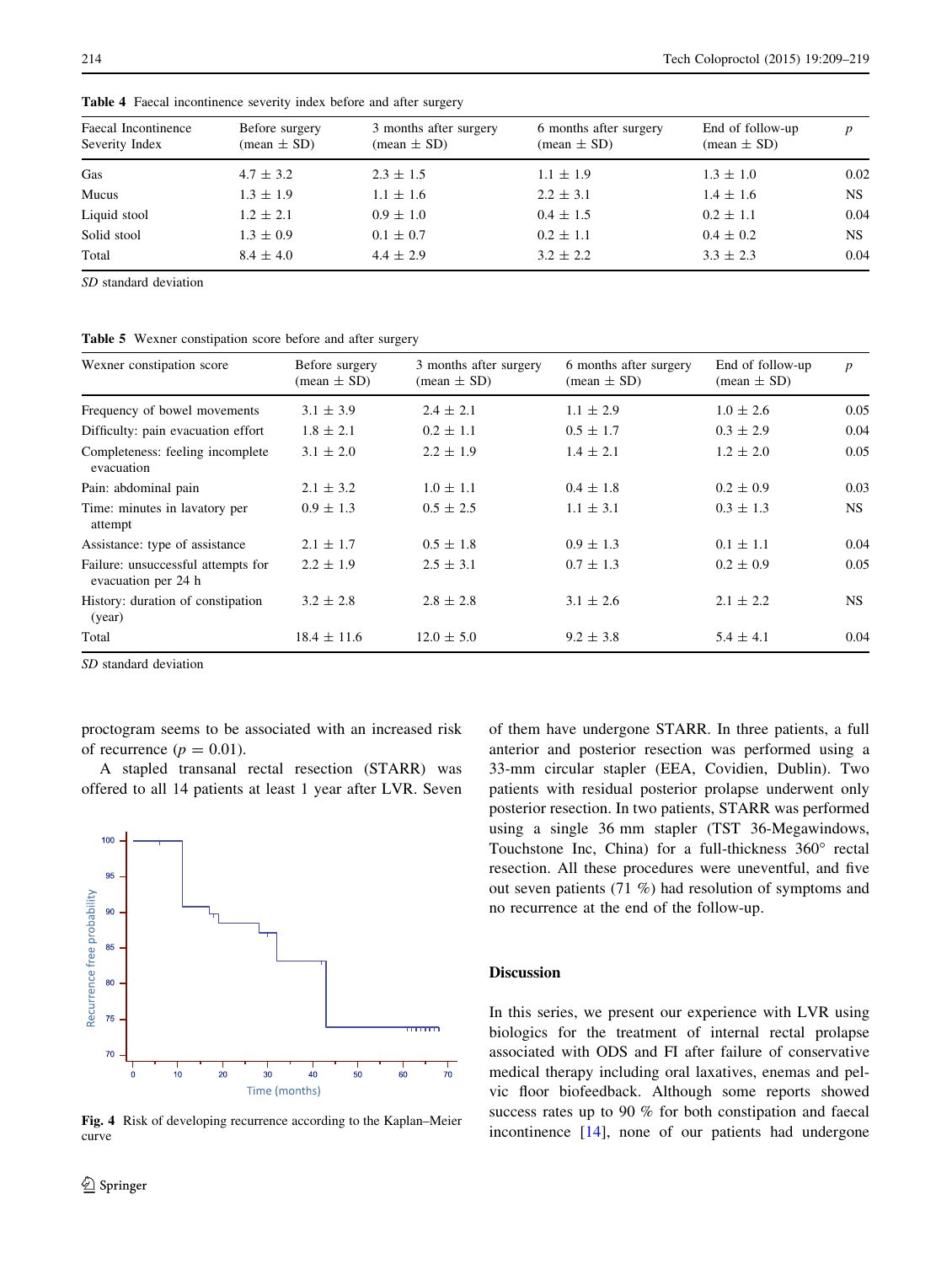**Table 4** Faecal incontinence severity index before and after surgery

| Faecal Incontinence Severity Index | Before surgery (mean ± SD) | 3 months after surgery (mean ± SD) | 6 months after surgery (mean ± SD) | End of follow-up (mean ± SD) | *p* |
|---|---|---|---|---|---|
| Gas | 4.7 ± 3.2 | 2.3 ± 1.5 | 1.1 ± 1.9 | 1.3 ± 1.0 | 0.02 |
| Mucus | 1.3 ± 1.9 | 1.1 ± 1.6 | 2.2 ± 3.1 | 1.4 ± 1.6 | NS |
| Liquid stool | 1.2 ± 2.1 | 0.9 ± 1.0 | 0.4 ± 1.5 | 0.2 ± 1.1 | 0.04 |
| Solid stool | 1.3 ± 0.9 | 0.1 ± 0.7 | 0.2 ± 1.1 | 0.4 ± 0.2 | NS |
| Total | 8.4 ± 4.0 | 4.4 ± 2.9 | 3.2 ± 2.2 | 3.3 ± 2.3 | 0.04 |

*SD* standard deviation

**Table 5** Wexner constipation score before and after surgery

| Wexner constipation score | Before surgery (mean ± SD) | 3 months after surgery (mean ± SD) | 6 months after surgery (mean ± SD) | End of follow-up (mean ± SD) | *p* |
|---|---|---|---|---|---|
| Frequency of bowel movements | 3.1 ± 3.9 | 2.4 ± 2.1 | 1.1 ± 2.9 | 1.0 ± 2.6 | 0.05 |
| Difficulty: pain evacuation effort | 1.8 ± 2.1 | 0.2 ± 1.1 | 0.5 ± 1.7 | 0.3 ± 2.9 | 0.04 |
| Completeness: feeling incomplete evacuation | 3.1 ± 2.0 | 2.2 ± 1.9 | 1.4 ± 2.1 | 1.2 ± 2.0 | 0.05 |
| Pain: abdominal pain | 2.1 ± 3.2 | 1.0 ± 1.1 | 0.4 ± 1.8 | 0.2 ± 0.9 | 0.03 |
| Time: minutes in lavatory per attempt | 0.9 ± 1.3 | 0.5 ± 2.5 | 1.1 ± 3.1 | 0.3 ± 1.3 | NS |
| Assistance: type of assistance | 2.1 ± 1.7 | 0.5 ± 1.8 | 0.9 ± 1.3 | 0.1 ± 1.1 | 0.04 |
| Failure: unsuccessful attempts for evacuation per 24 h | 2.2 ± 1.9 | 2.5 ± 3.1 | 0.7 ± 1.3 | 0.2 ± 0.9 | 0.05 |
| History: duration of constipation (year) | 3.2 ± 2.8 | 2.8 ± 2.8 | 3.1 ± 2.6 | 2.1 ± 2.2 | NS |
| Total | 18.4 ± 11.6 | 12.0 ± 5.0 | 9.2 ± 3.8 | 5.4 ± 4.1 | 0.04 |

*SD* standard deviation

proctogram seems to be associated with an increased risk of recurrence ($p = 0.01$).

A stapled transanal rectal resection (STARR) was offered to all 14 patients at least 1 year after LVR. Seven of them have undergone STARR. In three patients, a full anterior and posterior resection was performed using a 33-mm circular stapler (EEA, Covidien, Dublin). Two patients with residual posterior prolapse underwent only posterior resection. In two patients, STARR was performed using a single 36 mm stapler (TST 36-Megawindows, Touchstone Inc, China) for a full-thickness 360° rectal resection. All these procedures were uneventful, and five out seven patients (71 %) had resolution of symptoms and no recurrence at the end of the follow-up.

**Fig. 4** Risk of developing recurrence according to the Kaplan–Meier curve

## Discussion

In this series, we present our experience with LVR using biologics for the treatment of internal rectal prolapse associated with ODS and FI after failure of conservative medical therapy including oral laxatives, enemas and pelvic floor biofeedback. Although some reports showed success rates up to 90 % for both constipation and faecal incontinence [14], none of our patients had undergone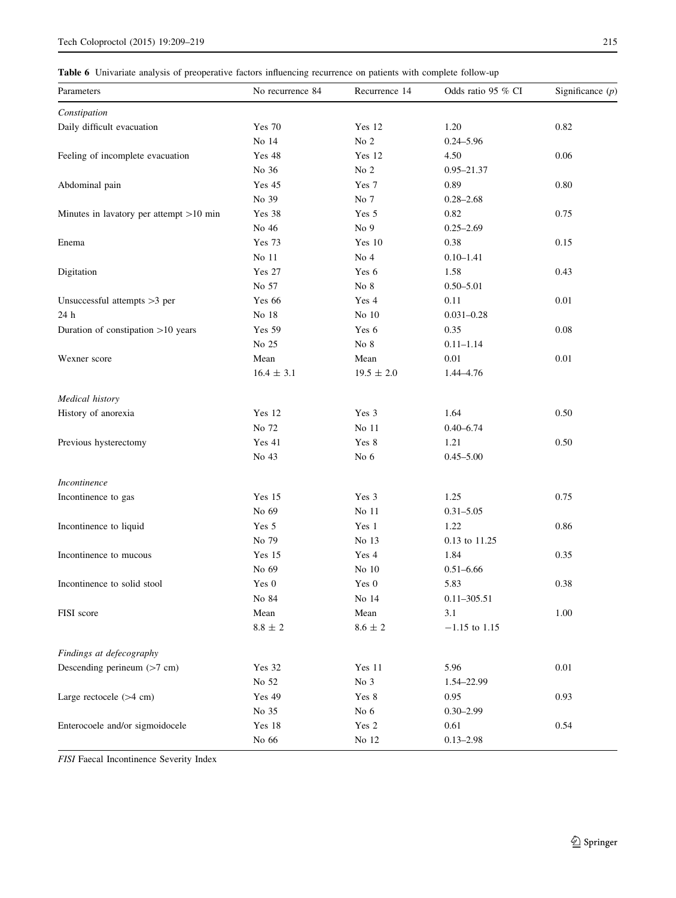**Table 6** Univariate analysis of preoperative factors influencing recurrence on patients with complete follow-up

| Parameters | No recurrence 84 | Recurrence 14 | Odds ratio 95 % CI | Significance ($p$) |
|---|---|---|---|---|
| *Constipation* | | | | |
| Daily difficult evacuation | Yes 70 | Yes 12 | 1.20 | 0.82 |
| | No 14 | No 2 | 0.24–5.96 | |
| Feeling of incomplete evacuation | Yes 48 | Yes 12 | 4.50 | 0.06 |
| | No 36 | No 2 | 0.95–21.37 | |
| Abdominal pain | Yes 45 | Yes 7 | 0.89 | 0.80 |
| | No 39 | No 7 | 0.28–2.68 | |
| Minutes in lavatory per attempt >10 min | Yes 38 | Yes 5 | 0.82 | 0.75 |
| | No 46 | No 9 | 0.25–2.69 | |
| Enema | Yes 73 | Yes 10 | 0.38 | 0.15 |
| | No 11 | No 4 | 0.10–1.41 | |
| Digitation | Yes 27 | Yes 6 | 1.58 | 0.43 |
| | No 57 | No 8 | 0.50–5.01 | |
| Unsuccessful attempts >3 per | Yes 66 | Yes 4 | 0.11 | 0.01 |
| 24 h | No 18 | No 10 | 0.031–0.28 | |
| Duration of constipation >10 years | Yes 59 | Yes 6 | 0.35 | 0.08 |
| | No 25 | No 8 | 0.11–1.14 | |
| Wexner score | Mean | Mean | 0.01 | 0.01 |
| | 16.4 ± 3.1 | 19.5 ± 2.0 | 1.44–4.76 | |
| *Medical history* | | | | |
| History of anorexia | Yes 12 | Yes 3 | 1.64 | 0.50 |
| | No 72 | No 11 | 0.40–6.74 | |
| Previous hysterectomy | Yes 41 | Yes 8 | 1.21 | 0.50 |
| | No 43 | No 6 | 0.45–5.00 | |
| *Incontinence* | | | | |
| Incontinence to gas | Yes 15 | Yes 3 | 1.25 | 0.75 |
| | No 69 | No 11 | 0.31–5.05 | |
| Incontinence to liquid | Yes 5 | Yes 1 | 1.22 | 0.86 |
| | No 79 | No 13 | 0.13 to 11.25 | |
| Incontinence to mucous | Yes 15 | Yes 4 | 1.84 | 0.35 |
| | No 69 | No 10 | 0.51–6.66 | |
| Incontinence to solid stool | Yes 0 | Yes 0 | 5.83 | 0.38 |
| | No 84 | No 14 | 0.11–305.51 | |
| FISI score | Mean | Mean | 3.1 | 1.00 |
| | 8.8 ± 2 | 8.6 ± 2 | −1.15 to 1.15 | |
| *Findings at defecography* | | | | |
| Descending perineum (>7 cm) | Yes 32 | Yes 11 | 5.96 | 0.01 |
| | No 52 | No 3 | 1.54–22.99 | |
| Large rectocele (>4 cm) | Yes 49 | Yes 8 | 0.95 | 0.93 |
| | No 35 | No 6 | 0.30–2.99 | |
| Enterocoele and/or sigmoidocele | Yes 18 | Yes 2 | 0.61 | 0.54 |
| | No 66 | No 12 | 0.13–2.98 | |

*FISI* Faecal Incontinence Severity Index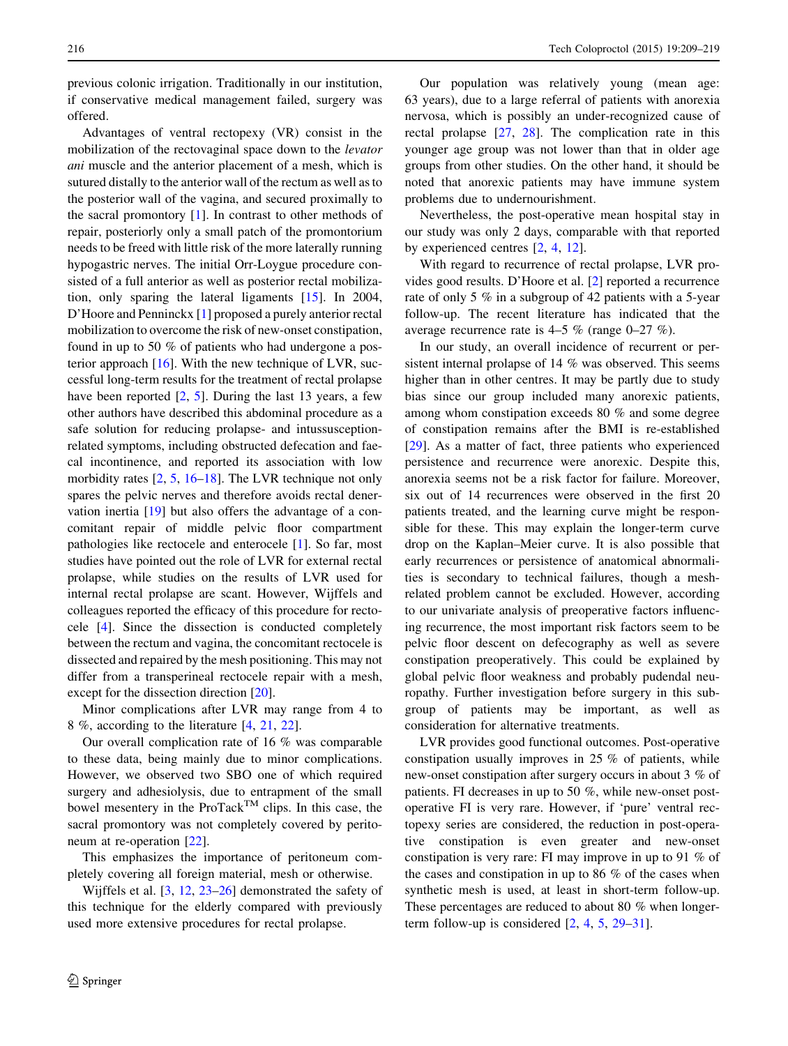previous colonic irrigation. Traditionally in our institution, if conservative medical management failed, surgery was offered.

Advantages of ventral rectopexy (VR) consist in the mobilization of the rectovaginal space down to the *levator ani* muscle and the anterior placement of a mesh, which is sutured distally to the anterior wall of the rectum as well as to the posterior wall of the vagina, and secured proximally to the sacral promontory [1]. In contrast to other methods of repair, posteriorly only a small patch of the promontorium needs to be freed with little risk of the more laterally running hypogastric nerves. The initial Orr-Loygue procedure consisted of a full anterior as well as posterior rectal mobilization, only sparing the lateral ligaments [15]. In 2004, D'Hoore and Penninckx [1] proposed a purely anterior rectal mobilization to overcome the risk of new-onset constipation, found in up to 50 % of patients who had undergone a posterior approach [16]. With the new technique of LVR, successful long-term results for the treatment of rectal prolapse have been reported [2, 5]. During the last 13 years, a few other authors have described this abdominal procedure as a safe solution for reducing prolapse- and intussusception-related symptoms, including obstructed defecation and faecal incontinence, and reported its association with low morbidity rates [2, 5, 16–18]. The LVR technique not only spares the pelvic nerves and therefore avoids rectal denervation inertia [19] but also offers the advantage of a concomitant repair of middle pelvic floor compartment pathologies like rectocele and enterocele [1]. So far, most studies have pointed out the role of LVR for external rectal prolapse, while studies on the results of LVR used for internal rectal prolapse are scant. However, Wijffels and colleagues reported the efficacy of this procedure for rectocele [4]. Since the dissection is conducted completely between the rectum and vagina, the concomitant rectocele is dissected and repaired by the mesh positioning. This may not differ from a transperineal rectocele repair with a mesh, except for the dissection direction [20].

Minor complications after LVR may range from 4 to 8 %, according to the literature [4, 21, 22].

Our overall complication rate of 16 % was comparable to these data, being mainly due to minor complications. However, we observed two SBO one of which required surgery and adhesiolysis, due to entrapment of the small bowel mesentery in the ProTack™ clips. In this case, the sacral promontory was not completely covered by peritoneum at re-operation [22].

This emphasizes the importance of peritoneum completely covering all foreign material, mesh or otherwise.

Wijffels et al. [3, 12, 23–26] demonstrated the safety of this technique for the elderly compared with previously used more extensive procedures for rectal prolapse.

Our population was relatively young (mean age: 63 years), due to a large referral of patients with anorexia nervosa, which is possibly an under-recognized cause of rectal prolapse [27, 28]. The complication rate in this younger age group was not lower than that in older age groups from other studies. On the other hand, it should be noted that anorexic patients may have immune system problems due to undernourishment.

Nevertheless, the post-operative mean hospital stay in our study was only 2 days, comparable with that reported by experienced centres [2, 4, 12].

With regard to recurrence of rectal prolapse, LVR provides good results. D'Hoore et al. [2] reported a recurrence rate of only 5 % in a subgroup of 42 patients with a 5-year follow-up. The recent literature has indicated that the average recurrence rate is 4–5 % (range 0–27 %).

In our study, an overall incidence of recurrent or persistent internal prolapse of 14 % was observed. This seems higher than in other centres. It may be partly due to study bias since our group included many anorexic patients, among whom constipation exceeds 80 % and some degree of constipation remains after the BMI is re-established [29]. As a matter of fact, three patients who experienced persistence and recurrence were anorexic. Despite this, anorexia seems not be a risk factor for failure. Moreover, six out of 14 recurrences were observed in the first 20 patients treated, and the learning curve might be responsible for these. This may explain the longer-term curve drop on the Kaplan–Meier curve. It is also possible that early recurrences or persistence of anatomical abnormalities is secondary to technical failures, though a mesh-related problem cannot be excluded. However, according to our univariate analysis of preoperative factors influencing recurrence, the most important risk factors seem to be pelvic floor descent on defecography as well as severe constipation preoperatively. This could be explained by global pelvic floor weakness and probably pudendal neuropathy. Further investigation before surgery in this subgroup of patients may be important, as well as consideration for alternative treatments.

LVR provides good functional outcomes. Post-operative constipation usually improves in 25 % of patients, while new-onset constipation after surgery occurs in about 3 % of patients. FI decreases in up to 50 %, while new-onset post-operative FI is very rare. However, if 'pure' ventral rectopexy series are considered, the reduction in post-operative constipation is even greater and new-onset constipation is very rare: FI may improve in up to 91 % of the cases and constipation in up to 86 % of the cases when synthetic mesh is used, at least in short-term follow-up. These percentages are reduced to about 80 % when longer-term follow-up is considered [2, 4, 5, 29–31].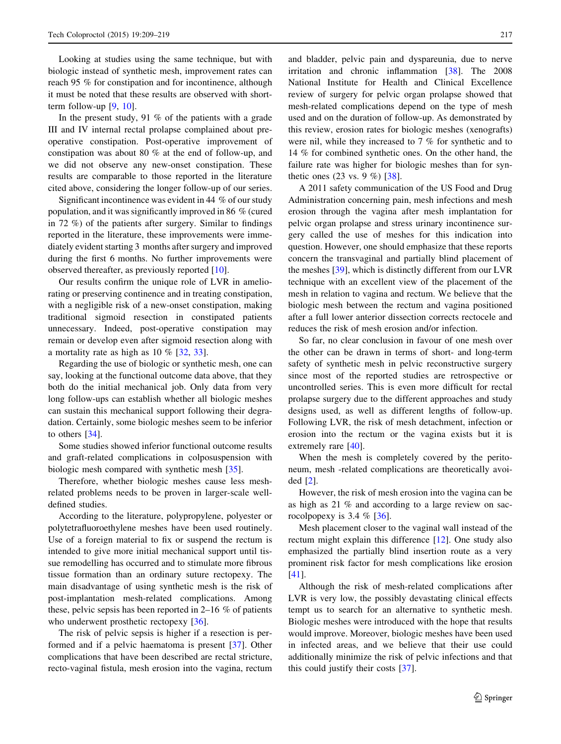Looking at studies using the same technique, but with biologic instead of synthetic mesh, improvement rates can reach 95 % for constipation and for incontinence, although it must be noted that these results are observed with short-term follow-up [9, 10].

In the present study, 91 % of the patients with a grade III and IV internal rectal prolapse complained about pre-operative constipation. Post-operative improvement of constipation was about 80 % at the end of follow-up, and we did not observe any new-onset constipation. These results are comparable to those reported in the literature cited above, considering the longer follow-up of our series.

Significant incontinence was evident in 44 % of our study population, and it was significantly improved in 86 % (cured in 72 %) of the patients after surgery. Similar to findings reported in the literature, these improvements were immediately evident starting 3 months after surgery and improved during the first 6 months. No further improvements were observed thereafter, as previously reported [10].

Our results confirm the unique role of LVR in ameliorating or preserving continence and in treating constipation, with a negligible risk of a new-onset constipation, making traditional sigmoid resection in constipated patients unnecessary. Indeed, post-operative constipation may remain or develop even after sigmoid resection along with a mortality rate as high as 10 % [32, 33].

Regarding the use of biologic or synthetic mesh, one can say, looking at the functional outcome data above, that they both do the initial mechanical job. Only data from very long follow-ups can establish whether all biologic meshes can sustain this mechanical support following their degradation. Certainly, some biologic meshes seem to be inferior to others [34].

Some studies showed inferior functional outcome results and graft-related complications in colposuspension with biologic mesh compared with synthetic mesh [35].

Therefore, whether biologic meshes cause less mesh-related problems needs to be proven in larger-scale well-defined studies.

According to the literature, polypropylene, polyester or polytetrafluoroethylene meshes have been used routinely. Use of a foreign material to fix or suspend the rectum is intended to give more initial mechanical support until tissue remodelling has occurred and to stimulate more fibrous tissue formation than an ordinary suture rectopexy. The main disadvantage of using synthetic mesh is the risk of post-implantation mesh-related complications. Among these, pelvic sepsis has been reported in 2–16 % of patients who underwent prosthetic rectopexy [36].

The risk of pelvic sepsis is higher if a resection is performed and if a pelvic haematoma is present [37]. Other complications that have been described are rectal stricture, recto-vaginal fistula, mesh erosion into the vagina, rectum and bladder, pelvic pain and dyspareunia, due to nerve irritation and chronic inflammation [38]. The 2008 National Institute for Health and Clinical Excellence review of surgery for pelvic organ prolapse showed that mesh-related complications depend on the type of mesh used and on the duration of follow-up. As demonstrated by this review, erosion rates for biologic meshes (xenografts) were nil, while they increased to 7 % for synthetic and to 14 % for combined synthetic ones. On the other hand, the failure rate was higher for biologic meshes than for synthetic ones (23 vs. 9 %) [38].

A 2011 safety communication of the US Food and Drug Administration concerning pain, mesh infections and mesh erosion through the vagina after mesh implantation for pelvic organ prolapse and stress urinary incontinence surgery called the use of meshes for this indication into question. However, one should emphasize that these reports concern the transvaginal and partially blind placement of the meshes [39], which is distinctly different from our LVR technique with an excellent view of the placement of the mesh in relation to vagina and rectum. We believe that the biologic mesh between the rectum and vagina positioned after a full lower anterior dissection corrects rectocele and reduces the risk of mesh erosion and/or infection.

So far, no clear conclusion in favour of one mesh over the other can be drawn in terms of short- and long-term safety of synthetic mesh in pelvic reconstructive surgery since most of the reported studies are retrospective or uncontrolled series. This is even more difficult for rectal prolapse surgery due to the different approaches and study designs used, as well as different lengths of follow-up. Following LVR, the risk of mesh detachment, infection or erosion into the rectum or the vagina exists but it is extremely rare [40].

When the mesh is completely covered by the peritoneum, mesh -related complications are theoretically avoided [2].

However, the risk of mesh erosion into the vagina can be as high as 21 % and according to a large review on sacrocolpopexy is 3.4 % [36].

Mesh placement closer to the vaginal wall instead of the rectum might explain this difference [12]. One study also emphasized the partially blind insertion route as a very prominent risk factor for mesh complications like erosion [41].

Although the risk of mesh-related complications after LVR is very low, the possibly devastating clinical effects tempt us to search for an alternative to synthetic mesh. Biologic meshes were introduced with the hope that results would improve. Moreover, biologic meshes have been used in infected areas, and we believe that their use could additionally minimize the risk of pelvic infections and that this could justify their costs [37].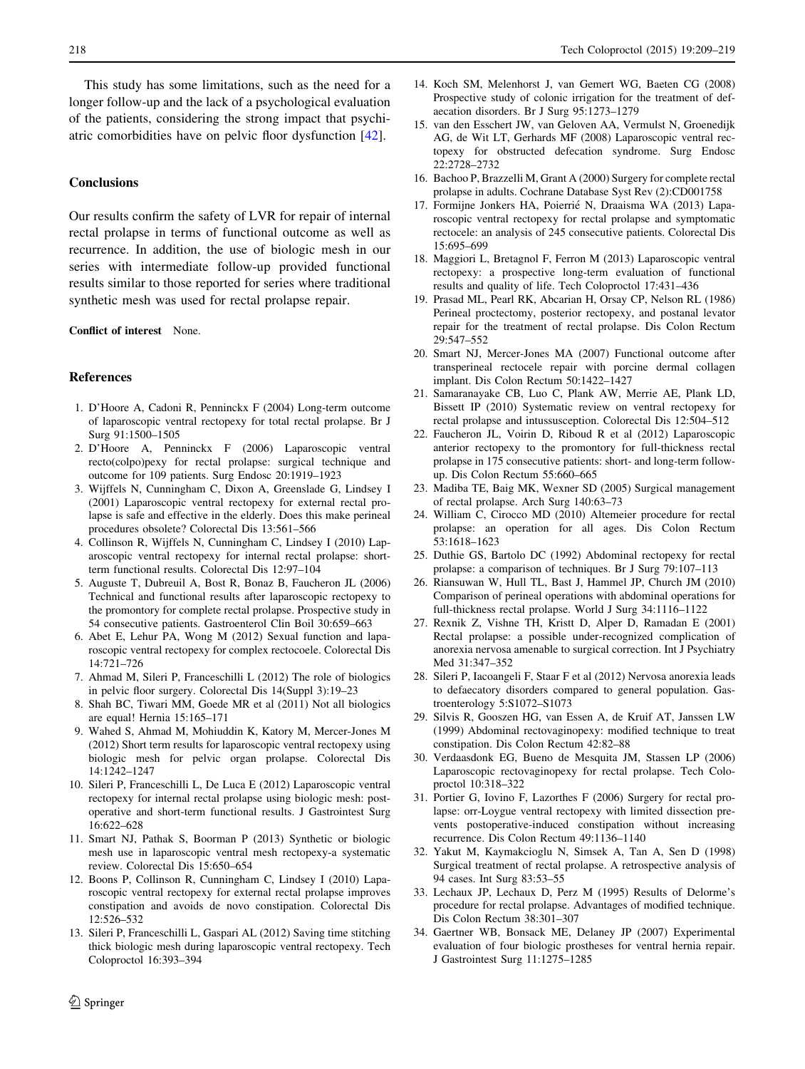This study has some limitations, such as the need for a longer follow-up and the lack of a psychological evaluation of the patients, considering the strong impact that psychiatric comorbidities have on pelvic floor dysfunction [42].

## Conclusions

Our results confirm the safety of LVR for repair of internal rectal prolapse in terms of functional outcome as well as recurrence. In addition, the use of biologic mesh in our series with intermediate follow-up provided functional results similar to those reported for series where traditional synthetic mesh was used for rectal prolapse repair.

**Conflict of interest** None.

## References

1. D'Hoore A, Cadoni R, Penninckx F (2004) Long-term outcome of laparoscopic ventral rectopexy for total rectal prolapse. Br J Surg 91:1500–1505
2. D'Hoore A, Penninckx F (2006) Laparoscopic ventral recto(colpo)pexy for rectal prolapse: surgical technique and outcome for 109 patients. Surg Endosc 20:1919–1923
3. Wijffels N, Cunningham C, Dixon A, Greenslade G, Lindsey I (2001) Laparoscopic ventral rectopexy for external rectal prolapse is safe and effective in the elderly. Does this make perineal procedures obsolete? Colorectal Dis 13:561–566
4. Collinson R, Wijffels N, Cunningham C, Lindsey I (2010) Laparoscopic ventral rectopexy for internal rectal prolapse: short-term functional results. Colorectal Dis 12:97–104
5. Auguste T, Dubreuil A, Bost R, Bonaz B, Faucheron JL (2006) Technical and functional results after laparoscopic rectopexy to the promontory for complete rectal prolapse. Prospective study in 54 consecutive patients. Gastroenterol Clin Boil 30:659–663
6. Abet E, Lehur PA, Wong M (2012) Sexual function and laparoscopic ventral rectopexy for complex rectocoele. Colorectal Dis 14:721–726
7. Ahmad M, Sileri P, Franceschilli L (2012) The role of biologics in pelvic floor surgery. Colorectal Dis 14(Suppl 3):19–23
8. Shah BC, Tiwari MM, Goede MR et al (2011) Not all biologics are equal! Hernia 15:165–171
9. Wahed S, Ahmad M, Mohiuddin K, Katory M, Mercer-Jones M (2012) Short term results for laparoscopic ventral rectopexy using biologic mesh for pelvic organ prolapse. Colorectal Dis 14:1242–1247
10. Sileri P, Franceschilli L, De Luca E (2012) Laparoscopic ventral rectopexy for internal rectal prolapse using biologic mesh: post-operative and short-term functional results. J Gastrointest Surg 16:622–628
11. Smart NJ, Pathak S, Boorman P (2013) Synthetic or biologic mesh use in laparoscopic ventral mesh rectopexy-a systematic review. Colorectal Dis 15:650–654
12. Boons P, Collinson R, Cunningham C, Lindsey I (2010) Laparoscopic ventral rectopexy for external rectal prolapse improves constipation and avoids de novo constipation. Colorectal Dis 12:526–532
13. Sileri P, Franceschilli L, Gaspari AL (2012) Saving time stitching thick biologic mesh during laparoscopic ventral rectopexy. Tech Coloproctol 16:393–394
14. Koch SM, Melenhorst J, van Gemert WG, Baeten CG (2008) Prospective study of colonic irrigation for the treatment of defaecation disorders. Br J Surg 95:1273–1279
15. van den Esschert JW, van Geloven AA, Vermulst N, Groenedijk AG, de Wit LT, Gerhards MF (2008) Laparoscopic ventral rectopexy for obstructed defecation syndrome. Surg Endosc 22:2728–2732
16. Bachoo P, Brazzelli M, Grant A (2000) Surgery for complete rectal prolapse in adults. Cochrane Database Syst Rev (2):CD001758
17. Formijne Jonkers HA, Poierrié N, Draaisma WA (2013) Laparoscopic ventral rectopexy for rectal prolapse and symptomatic rectocele: an analysis of 245 consecutive patients. Colorectal Dis 15:695–699
18. Maggiori L, Bretagnol F, Ferron M (2013) Laparoscopic ventral rectopexy: a prospective long-term evaluation of functional results and quality of life. Tech Coloproctol 17:431–436
19. Prasad ML, Pearl RK, Abcarian H, Orsay CP, Nelson RL (1986) Perineal proctectomy, posterior rectopexy, and postanal levator repair for the treatment of rectal prolapse. Dis Colon Rectum 29:547–552
20. Smart NJ, Mercer-Jones MA (2007) Functional outcome after transperineal rectocele repair with porcine dermal collagen implant. Dis Colon Rectum 50:1422–1427
21. Samaranayake CB, Luo C, Plank AW, Merrie AE, Plank LD, Bissett IP (2010) Systematic review on ventral rectopexy for rectal prolapse and intussusception. Colorectal Dis 12:504–512
22. Faucheron JL, Voirin D, Riboud R et al (2012) Laparoscopic anterior rectopexy to the promontory for full-thickness rectal prolapse in 175 consecutive patients: short- and long-term follow-up. Dis Colon Rectum 55:660–665
23. Madiba TE, Baig MK, Wexner SD (2005) Surgical management of rectal prolapse. Arch Surg 140:63–73
24. William C, Cirocco MD (2010) Altemeier procedure for rectal prolapse: an operation for all ages. Dis Colon Rectum 53:1618–1623
25. Duthie GS, Bartolo DC (1992) Abdominal rectopexy for rectal prolapse: a comparison of techniques. Br J Surg 79:107–113
26. Riansuwan W, Hull TL, Bast J, Hammel JP, Church JM (2010) Comparison of perineal operations with abdominal operations for full-thickness rectal prolapse. World J Surg 34:1116–1122
27. Rexnik Z, Vishne TH, Kristt D, Alper D, Ramadan E (2001) Rectal prolapse: a possible under-recognized complication of anorexia nervosa amenable to surgical correction. Int J Psychiatry Med 31:347–352
28. Sileri P, Iacoangeli F, Staar F et al (2012) Nervosa anorexia leads to defaecatory disorders compared to general population. Gastroenterology 5:S1072–S1073
29. Silvis R, Gooszen HG, van Essen A, de Kruif AT, Janssen LW (1999) Abdominal rectovaginopexy: modified technique to treat constipation. Dis Colon Rectum 42:82–88
30. Verdaasdonk EG, Bueno de Mesquita JM, Stassen LP (2006) Laparoscopic rectovaginopexy for rectal prolapse. Tech Coloproctol 10:318–322
31. Portier G, Iovino F, Lazorthes F (2006) Surgery for rectal prolapse: orr-Loygue ventral rectopexy with limited dissection prevents postoperative-induced constipation without increasing recurrence. Dis Colon Rectum 49:1136–1140
32. Yakut M, Kaymakcioglu N, Simsek A, Tan A, Sen D (1998) Surgical treatment of rectal prolapse. A retrospective analysis of 94 cases. Int Surg 83:53–55
33. Lechaux JP, Lechaux D, Perz M (1995) Results of Delorme's procedure for rectal prolapse. Advantages of modified technique. Dis Colon Rectum 38:301–307
34. Gaertner WB, Bonsack ME, Delaney JP (2007) Experimental evaluation of four biologic prostheses for ventral hernia repair. J Gastrointest Surg 11:1275–1285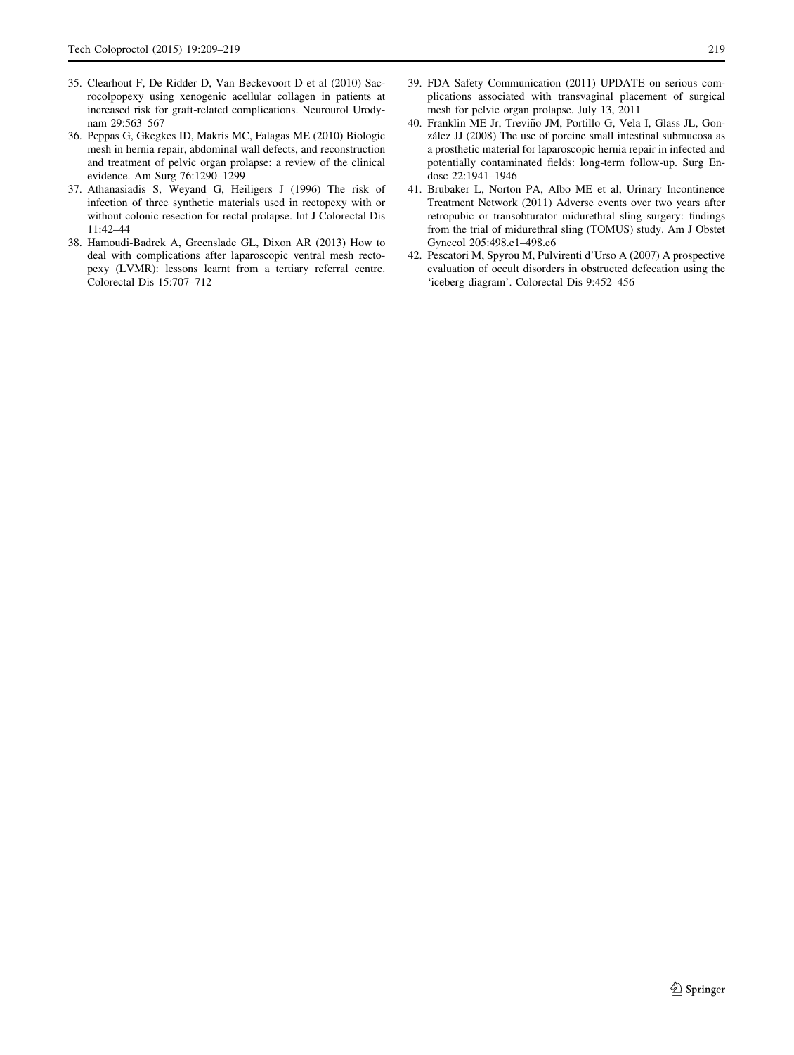35. Clearhout F, De Ridder D, Van Beckevoort D et al (2010) Sacrocolpopexy using xenogenic acellular collagen in patients at increased risk for graft-related complications. Neurourol Urodynam 29:563–567
36. Peppas G, Gkegkes ID, Makris MC, Falagas ME (2010) Biologic mesh in hernia repair, abdominal wall defects, and reconstruction and treatment of pelvic organ prolapse: a review of the clinical evidence. Am Surg 76:1290–1299
37. Athanasiadis S, Weyand G, Heiligers J (1996) The risk of infection of three synthetic materials used in rectopexy with or without colonic resection for rectal prolapse. Int J Colorectal Dis 11:42–44
38. Hamoudi-Badrek A, Greenslade GL, Dixon AR (2013) How to deal with complications after laparoscopic ventral mesh rectopexy (LVMR): lessons learnt from a tertiary referral centre. Colorectal Dis 15:707–712
39. FDA Safety Communication (2011) UPDATE on serious complications associated with transvaginal placement of surgical mesh for pelvic organ prolapse. July 13, 2011
40. Franklin ME Jr, Treviño JM, Portillo G, Vela I, Glass JL, González JJ (2008) The use of porcine small intestinal submucosa as a prosthetic material for laparoscopic hernia repair in infected and potentially contaminated fields: long-term follow-up. Surg Endosc 22:1941–1946
41. Brubaker L, Norton PA, Albo ME et al, Urinary Incontinence Treatment Network (2011) Adverse events over two years after retropubic or transobturator midurethral sling surgery: findings from the trial of midurethral sling (TOMUS) study. Am J Obstet Gynecol 205:498.e1–498.e6
42. Pescatori M, Spyrou M, Pulvirenti d'Urso A (2007) A prospective evaluation of occult disorders in obstructed defecation using the 'iceberg diagram'. Colorectal Dis 9:452–456